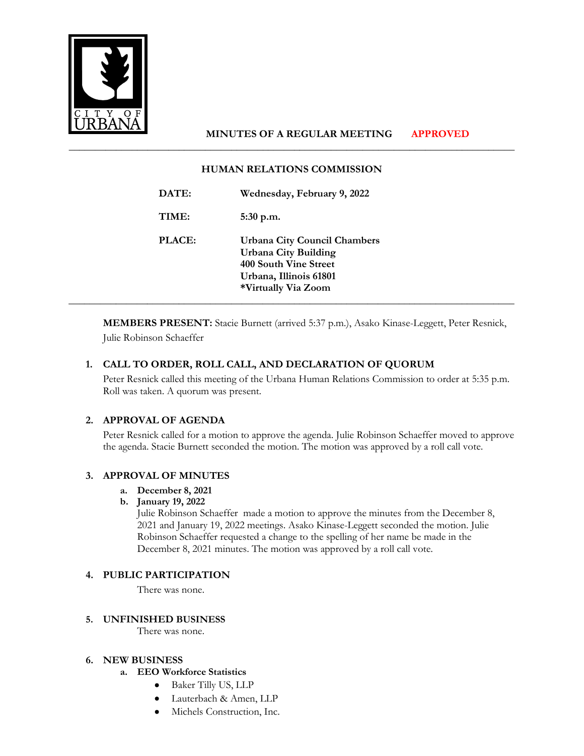CITY OF URBANA

**MINUTES OF A REGULAR MEETING** **APPROVED**

---

## HUMAN RELATIONS COMMISSION

**DATE:** Wednesday, February 9, 2022

**TIME:** 5:30 p.m.

**PLACE:** Urbana City Council Chambers
Urbana City Building
400 South Vine Street
Urbana, Illinois 61801
*Virtually Via Zoom

---

**MEMBERS PRESENT:** Stacie Burnett (arrived 5:37 p.m.), Asako Kinase-Leggett, Peter Resnick, Julie Robinson Schaeffer

### 1. CALL TO ORDER, ROLL CALL, AND DECLARATION OF QUORUM

Peter Resnick called this meeting of the Urbana Human Relations Commission to order at 5:35 p.m. Roll was taken. A quorum was present.

### 2. APPROVAL OF AGENDA

Peter Resnick called for a motion to approve the agenda. Julie Robinson Schaeffer moved to approve the agenda. Stacie Burnett seconded the motion. The motion was approved by a roll call vote.

### 3. APPROVAL OF MINUTES

a. **December 8, 2021**
b. **January 19, 2022**

Julie Robinson Schaeffer made a motion to approve the minutes from the December 8, 2021 and January 19, 2022 meetings. Asako Kinase-Leggett seconded the motion. Julie Robinson Schaeffer requested a change to the spelling of her name be made in the December 8, 2021 minutes. The motion was approved by a roll call vote.

### 4. PUBLIC PARTICIPATION

There was none.

### 5. UNFINISHED BUSINESS

There was none.

### 6. NEW BUSINESS

a. **EEO Workforce Statistics**

- Baker Tilly US, LLP
- Lauterbach & Amen, LLP
- Michels Construction, Inc.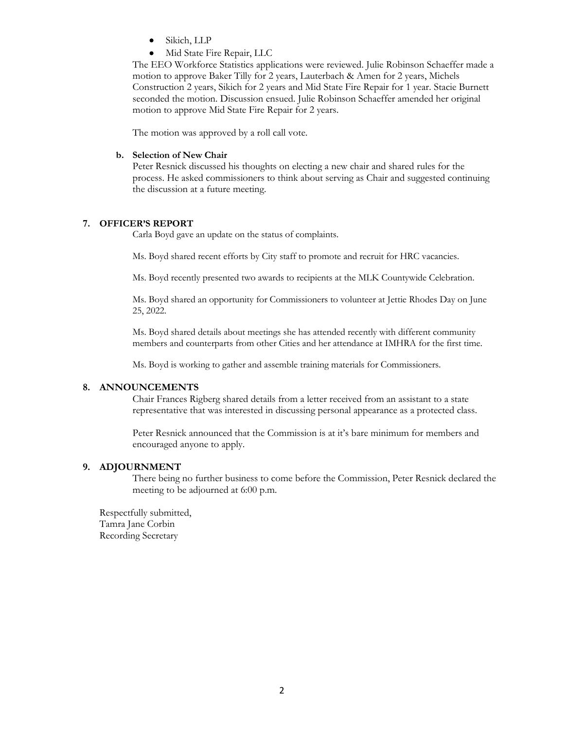- Sikich, LLP
- Mid State Fire Repair, LLC

The EEO Workforce Statistics applications were reviewed. Julie Robinson Schaeffer made a motion to approve Baker Tilly for 2 years, Lauterbach & Amen for 2 years, Michels Construction 2 years, Sikich for 2 years and Mid State Fire Repair for 1 year. Stacie Burnett seconded the motion. Discussion ensued. Julie Robinson Schaeffer amended her original motion to approve Mid State Fire Repair for 2 years.

The motion was approved by a roll call vote.

**b. Selection of New Chair**

Peter Resnick discussed his thoughts on electing a new chair and shared rules for the process. He asked commissioners to think about serving as Chair and suggested continuing the discussion at a future meeting.

## 7. OFFICER'S REPORT

Carla Boyd gave an update on the status of complaints.

Ms. Boyd shared recent efforts by City staff to promote and recruit for HRC vacancies.

Ms. Boyd recently presented two awards to recipients at the MLK Countywide Celebration.

Ms. Boyd shared an opportunity for Commissioners to volunteer at Jettie Rhodes Day on June 25, 2022.

Ms. Boyd shared details about meetings she has attended recently with different community members and counterparts from other Cities and her attendance at IMHRA for the first time.

Ms. Boyd is working to gather and assemble training materials for Commissioners.

## 8. ANNOUNCEMENTS

Chair Frances Rigberg shared details from a letter received from an assistant to a state representative that was interested in discussing personal appearance as a protected class.

Peter Resnick announced that the Commission is at it's bare minimum for members and encouraged anyone to apply.

## 9. ADJOURNMENT

There being no further business to come before the Commission, Peter Resnick declared the meeting to be adjourned at 6:00 p.m.

Respectfully submitted,
Tamra Jane Corbin
Recording Secretary